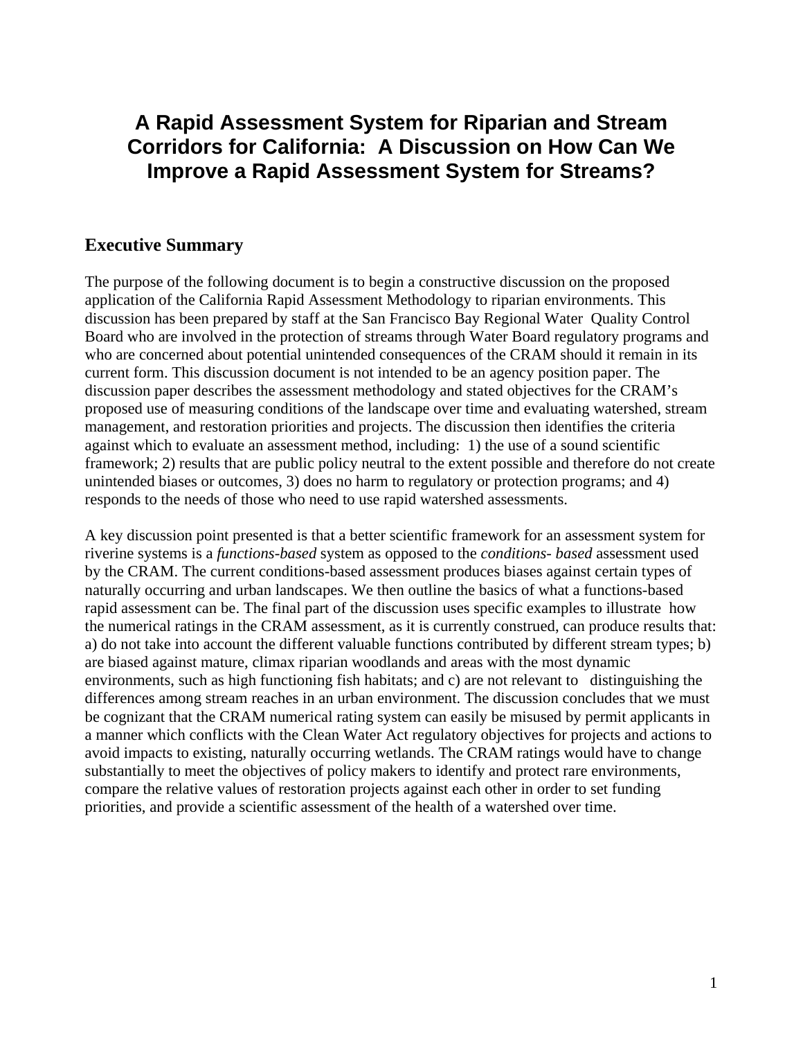# A Rapid Assessment System for Riparian and Stream Corridors for California: A Discussion on How Can We Improve a Rapid Assessment System for Streams?

## Executive Summary

The purpose of the following document is to begin a constructive discussion on the proposed application of the California Rapid Assessment Methodology to riparian environments. This discussion has been prepared by staff at the San Francisco Bay Regional Water Quality Control Board who are involved in the protection of streams through Water Board regulatory programs and who are concerned about potential unintended consequences of the CRAM should it remain in its current form. This discussion document is not intended to be an agency position paper. The discussion paper describes the assessment methodology and stated objectives for the CRAM's proposed use of measuring conditions of the landscape over time and evaluating watershed, stream management, and restoration priorities and projects. The discussion then identifies the criteria against which to evaluate an assessment method, including: 1) the use of a sound scientific framework; 2) results that are public policy neutral to the extent possible and therefore do not create unintended biases or outcomes, 3) does no harm to regulatory or protection programs; and 4) responds to the needs of those who need to use rapid watershed assessments.

A key discussion point presented is that a better scientific framework for an assessment system for riverine systems is a *functions-based* system as opposed to the *conditions- based* assessment used by the CRAM. The current conditions-based assessment produces biases against certain types of naturally occurring and urban landscapes. We then outline the basics of what a functions-based rapid assessment can be. The final part of the discussion uses specific examples to illustrate how the numerical ratings in the CRAM assessment, as it is currently construed, can produce results that: a) do not take into account the different valuable functions contributed by different stream types; b) are biased against mature, climax riparian woodlands and areas with the most dynamic environments, such as high functioning fish habitats; and c) are not relevant to distinguishing the differences among stream reaches in an urban environment. The discussion concludes that we must be cognizant that the CRAM numerical rating system can easily be misused by permit applicants in a manner which conflicts with the Clean Water Act regulatory objectives for projects and actions to avoid impacts to existing, naturally occurring wetlands. The CRAM ratings would have to change substantially to meet the objectives of policy makers to identify and protect rare environments, compare the relative values of restoration projects against each other in order to set funding priorities, and provide a scientific assessment of the health of a watershed over time.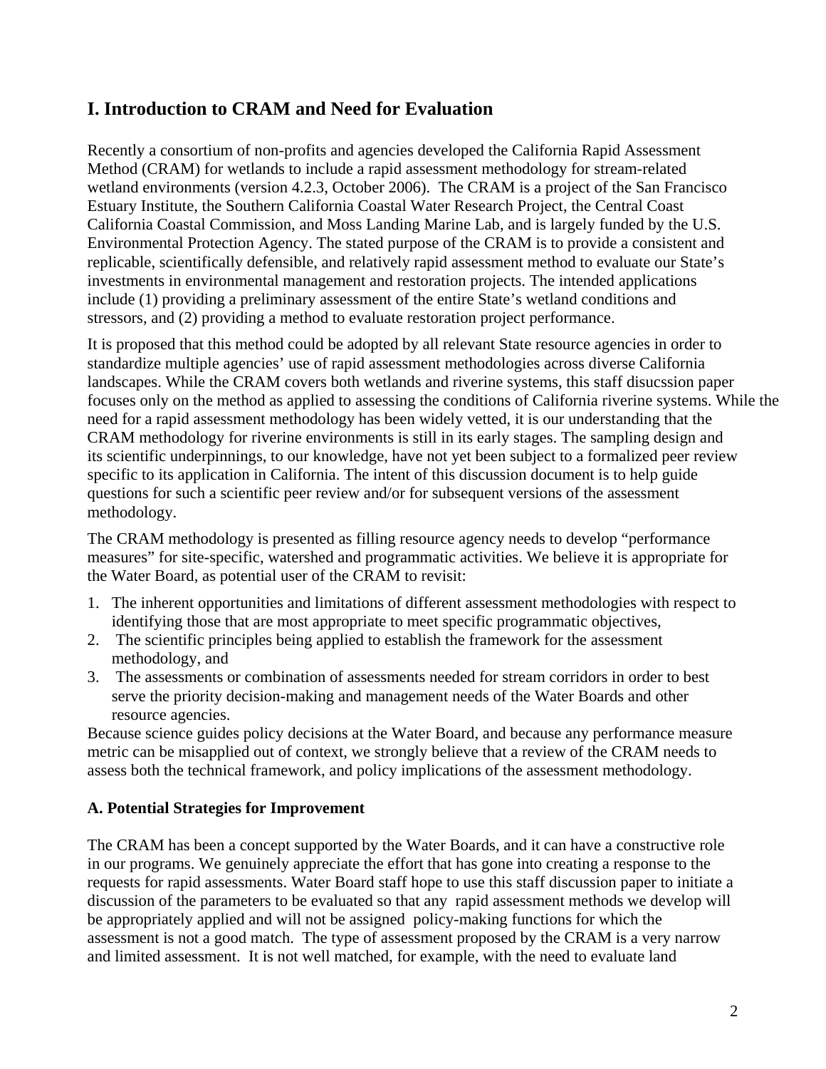## I. Introduction to CRAM and Need for Evaluation

Recently a consortium of non-profits and agencies developed the California Rapid Assessment Method (CRAM) for wetlands to include a rapid assessment methodology for stream-related wetland environments (version 4.2.3, October 2006). The CRAM is a project of the San Francisco Estuary Institute, the Southern California Coastal Water Research Project, the Central Coast California Coastal Commission, and Moss Landing Marine Lab, and is largely funded by the U.S. Environmental Protection Agency. The stated purpose of the CRAM is to provide a consistent and replicable, scientifically defensible, and relatively rapid assessment method to evaluate our State's investments in environmental management and restoration projects. The intended applications include (1) providing a preliminary assessment of the entire State's wetland conditions and stressors, and (2) providing a method to evaluate restoration project performance.

It is proposed that this method could be adopted by all relevant State resource agencies in order to standardize multiple agencies' use of rapid assessment methodologies across diverse California landscapes. While the CRAM covers both wetlands and riverine systems, this staff disucssion paper focuses only on the method as applied to assessing the conditions of California riverine systems. While the need for a rapid assessment methodology has been widely vetted, it is our understanding that the CRAM methodology for riverine environments is still in its early stages. The sampling design and its scientific underpinnings, to our knowledge, have not yet been subject to a formalized peer review specific to its application in California. The intent of this discussion document is to help guide questions for such a scientific peer review and/or for subsequent versions of the assessment methodology.

The CRAM methodology is presented as filling resource agency needs to develop "performance measures" for site-specific, watershed and programmatic activities. We believe it is appropriate for the Water Board, as potential user of the CRAM to revisit:

1. The inherent opportunities and limitations of different assessment methodologies with respect to identifying those that are most appropriate to meet specific programmatic objectives,
2. The scientific principles being applied to establish the framework for the assessment methodology, and
3. The assessments or combination of assessments needed for stream corridors in order to best serve the priority decision-making and management needs of the Water Boards and other resource agencies.

Because science guides policy decisions at the Water Board, and because any performance measure metric can be misapplied out of context, we strongly believe that a review of the CRAM needs to assess both the technical framework, and policy implications of the assessment methodology.

### A. Potential Strategies for Improvement

The CRAM has been a concept supported by the Water Boards, and it can have a constructive role in our programs. We genuinely appreciate the effort that has gone into creating a response to the requests for rapid assessments. Water Board staff hope to use this staff discussion paper to initiate a discussion of the parameters to be evaluated so that any rapid assessment methods we develop will be appropriately applied and will not be assigned policy-making functions for which the assessment is not a good match. The type of assessment proposed by the CRAM is a very narrow and limited assessment. It is not well matched, for example, with the need to evaluate land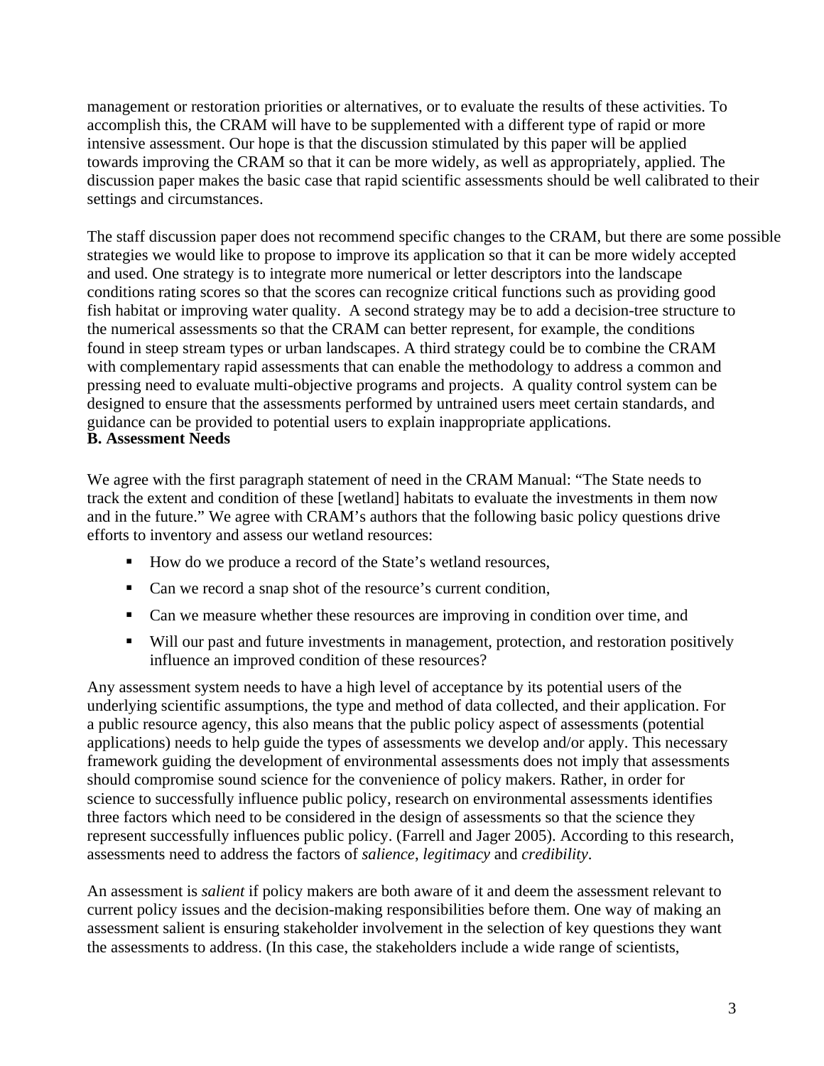management or restoration priorities or alternatives, or to evaluate the results of these activities. To accomplish this, the CRAM will have to be supplemented with a different type of rapid or more intensive assessment. Our hope is that the discussion stimulated by this paper will be applied towards improving the CRAM so that it can be more widely, as well as appropriately, applied. The discussion paper makes the basic case that rapid scientific assessments should be well calibrated to their settings and circumstances.

The staff discussion paper does not recommend specific changes to the CRAM, but there are some possible strategies we would like to propose to improve its application so that it can be more widely accepted and used. One strategy is to integrate more numerical or letter descriptors into the landscape conditions rating scores so that the scores can recognize critical functions such as providing good fish habitat or improving water quality. A second strategy may be to add a decision-tree structure to the numerical assessments so that the CRAM can better represent, for example, the conditions found in steep stream types or urban landscapes. A third strategy could be to combine the CRAM with complementary rapid assessments that can enable the methodology to address a common and pressing need to evaluate multi-objective programs and projects. A quality control system can be designed to ensure that the assessments performed by untrained users meet certain standards, and guidance can be provided to potential users to explain inappropriate applications.

**B. Assessment Needs**

We agree with the first paragraph statement of need in the CRAM Manual: "The State needs to track the extent and condition of these [wetland] habitats to evaluate the investments in them now and in the future." We agree with CRAM's authors that the following basic policy questions drive efforts to inventory and assess our wetland resources:

- How do we produce a record of the State's wetland resources,
- Can we record a snap shot of the resource's current condition,
- Can we measure whether these resources are improving in condition over time, and
- Will our past and future investments in management, protection, and restoration positively influence an improved condition of these resources?

Any assessment system needs to have a high level of acceptance by its potential users of the underlying scientific assumptions, the type and method of data collected, and their application. For a public resource agency, this also means that the public policy aspect of assessments (potential applications) needs to help guide the types of assessments we develop and/or apply. This necessary framework guiding the development of environmental assessments does not imply that assessments should compromise sound science for the convenience of policy makers. Rather, in order for science to successfully influence public policy, research on environmental assessments identifies three factors which need to be considered in the design of assessments so that the science they represent successfully influences public policy. (Farrell and Jager 2005). According to this research, assessments need to address the factors of *salience*, *legitimacy* and *credibility*.

An assessment is *salient* if policy makers are both aware of it and deem the assessment relevant to current policy issues and the decision-making responsibilities before them. One way of making an assessment salient is ensuring stakeholder involvement in the selection of key questions they want the assessments to address. (In this case, the stakeholders include a wide range of scientists,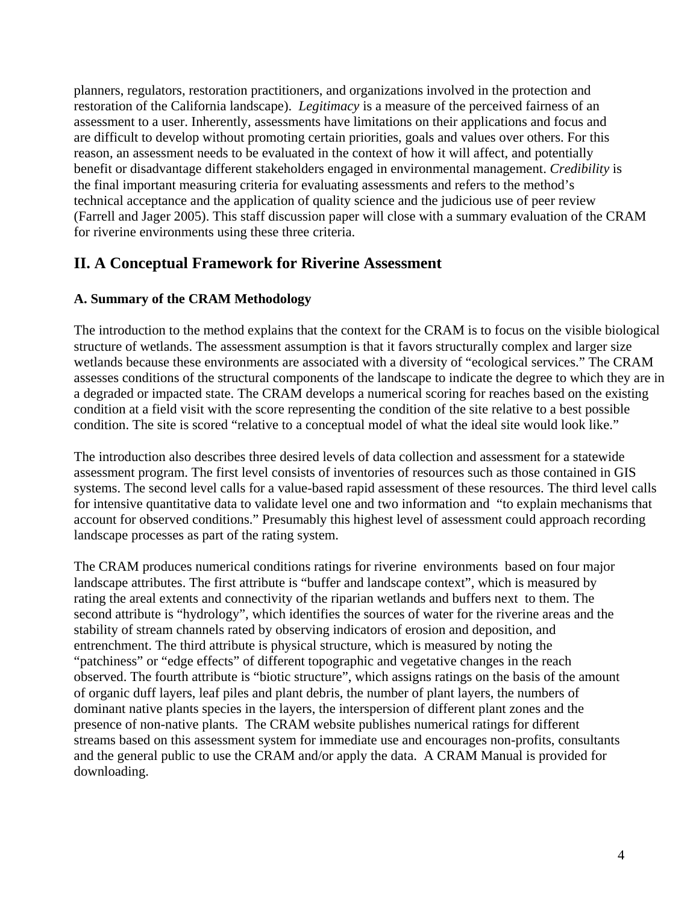planners, regulators, restoration practitioners, and organizations involved in the protection and restoration of the California landscape). *Legitimacy* is a measure of the perceived fairness of an assessment to a user. Inherently, assessments have limitations on their applications and focus and are difficult to develop without promoting certain priorities, goals and values over others. For this reason, an assessment needs to be evaluated in the context of how it will affect, and potentially benefit or disadvantage different stakeholders engaged in environmental management. *Credibility* is the final important measuring criteria for evaluating assessments and refers to the method's technical acceptance and the application of quality science and the judicious use of peer review (Farrell and Jager 2005). This staff discussion paper will close with a summary evaluation of the CRAM for riverine environments using these three criteria.

## II. A Conceptual Framework for Riverine Assessment

### A. Summary of the CRAM Methodology

The introduction to the method explains that the context for the CRAM is to focus on the visible biological structure of wetlands. The assessment assumption is that it favors structurally complex and larger size wetlands because these environments are associated with a diversity of "ecological services." The CRAM assesses conditions of the structural components of the landscape to indicate the degree to which they are in a degraded or impacted state. The CRAM develops a numerical scoring for reaches based on the existing condition at a field visit with the score representing the condition of the site relative to a best possible condition. The site is scored "relative to a conceptual model of what the ideal site would look like."

The introduction also describes three desired levels of data collection and assessment for a statewide assessment program. The first level consists of inventories of resources such as those contained in GIS systems. The second level calls for a value-based rapid assessment of these resources. The third level calls for intensive quantitative data to validate level one and two information and "to explain mechanisms that account for observed conditions." Presumably this highest level of assessment could approach recording landscape processes as part of the rating system.

The CRAM produces numerical conditions ratings for riverine environments based on four major landscape attributes. The first attribute is "buffer and landscape context", which is measured by rating the areal extents and connectivity of the riparian wetlands and buffers next to them. The second attribute is "hydrology", which identifies the sources of water for the riverine areas and the stability of stream channels rated by observing indicators of erosion and deposition, and entrenchment. The third attribute is physical structure, which is measured by noting the "patchiness" or "edge effects" of different topographic and vegetative changes in the reach observed. The fourth attribute is "biotic structure", which assigns ratings on the basis of the amount of organic duff layers, leaf piles and plant debris, the number of plant layers, the numbers of dominant native plants species in the layers, the interspersion of different plant zones and the presence of non-native plants. The CRAM website publishes numerical ratings for different streams based on this assessment system for immediate use and encourages non-profits, consultants and the general public to use the CRAM and/or apply the data. A CRAM Manual is provided for downloading.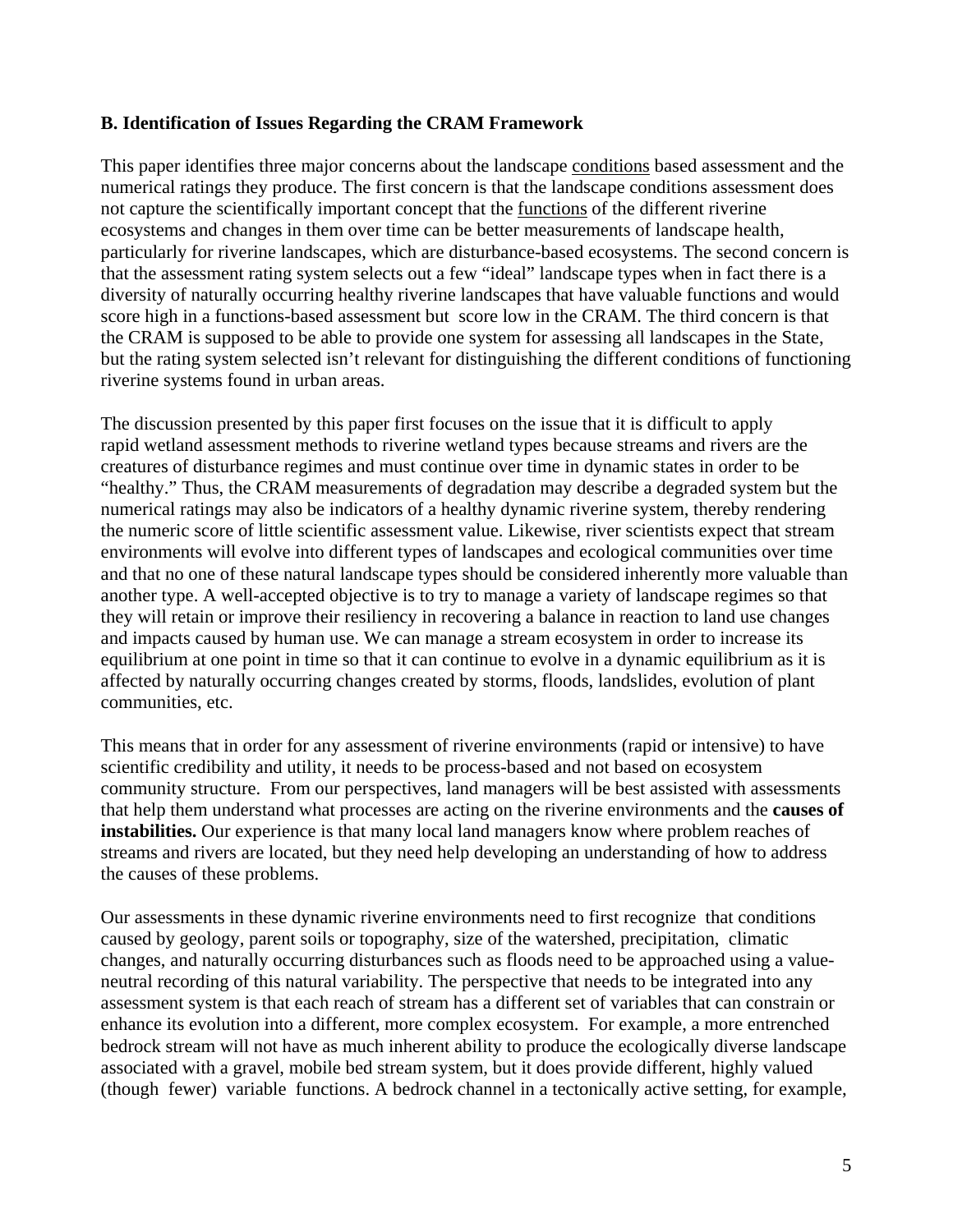### B. Identification of Issues Regarding the CRAM Framework

This paper identifies three major concerns about the landscape conditions based assessment and the numerical ratings they produce. The first concern is that the landscape conditions assessment does not capture the scientifically important concept that the functions of the different riverine ecosystems and changes in them over time can be better measurements of landscape health, particularly for riverine landscapes, which are disturbance-based ecosystems. The second concern is that the assessment rating system selects out a few "ideal" landscape types when in fact there is a diversity of naturally occurring healthy riverine landscapes that have valuable functions and would score high in a functions-based assessment but score low in the CRAM. The third concern is that the CRAM is supposed to be able to provide one system for assessing all landscapes in the State, but the rating system selected isn't relevant for distinguishing the different conditions of functioning riverine systems found in urban areas.

The discussion presented by this paper first focuses on the issue that it is difficult to apply rapid wetland assessment methods to riverine wetland types because streams and rivers are the creatures of disturbance regimes and must continue over time in dynamic states in order to be "healthy." Thus, the CRAM measurements of degradation may describe a degraded system but the numerical ratings may also be indicators of a healthy dynamic riverine system, thereby rendering the numeric score of little scientific assessment value. Likewise, river scientists expect that stream environments will evolve into different types of landscapes and ecological communities over time and that no one of these natural landscape types should be considered inherently more valuable than another type. A well-accepted objective is to try to manage a variety of landscape regimes so that they will retain or improve their resiliency in recovering a balance in reaction to land use changes and impacts caused by human use. We can manage a stream ecosystem in order to increase its equilibrium at one point in time so that it can continue to evolve in a dynamic equilibrium as it is affected by naturally occurring changes created by storms, floods, landslides, evolution of plant communities, etc.

This means that in order for any assessment of riverine environments (rapid or intensive) to have scientific credibility and utility, it needs to be process-based and not based on ecosystem community structure. From our perspectives, land managers will be best assisted with assessments that help them understand what processes are acting on the riverine environments and the **causes of instabilities.** Our experience is that many local land managers know where problem reaches of streams and rivers are located, but they need help developing an understanding of how to address the causes of these problems.

Our assessments in these dynamic riverine environments need to first recognize that conditions caused by geology, parent soils or topography, size of the watershed, precipitation, climatic changes, and naturally occurring disturbances such as floods need to be approached using a value-neutral recording of this natural variability. The perspective that needs to be integrated into any assessment system is that each reach of stream has a different set of variables that can constrain or enhance its evolution into a different, more complex ecosystem. For example, a more entrenched bedrock stream will not have as much inherent ability to produce the ecologically diverse landscape associated with a gravel, mobile bed stream system, but it does provide different, highly valued (though fewer) variable functions. A bedrock channel in a tectonically active setting, for example,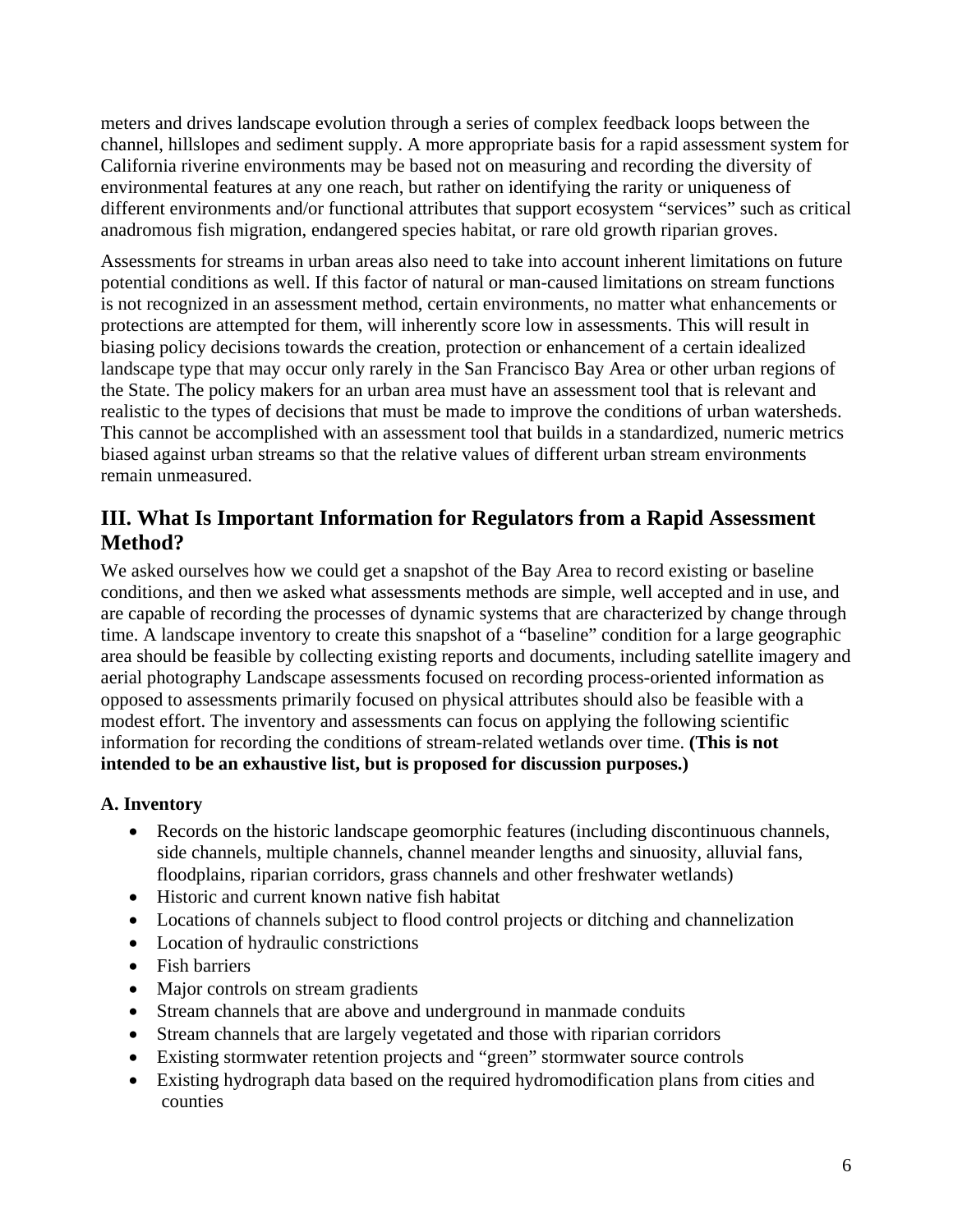meters and drives landscape evolution through a series of complex feedback loops between the channel, hillslopes and sediment supply. A more appropriate basis for a rapid assessment system for California riverine environments may be based not on measuring and recording the diversity of environmental features at any one reach, but rather on identifying the rarity or uniqueness of different environments and/or functional attributes that support ecosystem "services" such as critical anadromous fish migration, endangered species habitat, or rare old growth riparian groves.

Assessments for streams in urban areas also need to take into account inherent limitations on future potential conditions as well. If this factor of natural or man-caused limitations on stream functions is not recognized in an assessment method, certain environments, no matter what enhancements or protections are attempted for them, will inherently score low in assessments. This will result in biasing policy decisions towards the creation, protection or enhancement of a certain idealized landscape type that may occur only rarely in the San Francisco Bay Area or other urban regions of the State. The policy makers for an urban area must have an assessment tool that is relevant and realistic to the types of decisions that must be made to improve the conditions of urban watersheds. This cannot be accomplished with an assessment tool that builds in a standardized, numeric metrics biased against urban streams so that the relative values of different urban stream environments remain unmeasured.

## III. What Is Important Information for Regulators from a Rapid Assessment Method?

We asked ourselves how we could get a snapshot of the Bay Area to record existing or baseline conditions, and then we asked what assessments methods are simple, well accepted and in use, and are capable of recording the processes of dynamic systems that are characterized by change through time. A landscape inventory to create this snapshot of a "baseline" condition for a large geographic area should be feasible by collecting existing reports and documents, including satellite imagery and aerial photography Landscape assessments focused on recording process-oriented information as opposed to assessments primarily focused on physical attributes should also be feasible with a modest effort. The inventory and assessments can focus on applying the following scientific information for recording the conditions of stream-related wetlands over time. **(This is not intended to be an exhaustive list, but is proposed for discussion purposes.)**

### A. Inventory

- Records on the historic landscape geomorphic features (including discontinuous channels, side channels, multiple channels, channel meander lengths and sinuosity, alluvial fans, floodplains, riparian corridors, grass channels and other freshwater wetlands)
- Historic and current known native fish habitat
- Locations of channels subject to flood control projects or ditching and channelization
- Location of hydraulic constrictions
- Fish barriers
- Major controls on stream gradients
- Stream channels that are above and underground in manmade conduits
- Stream channels that are largely vegetated and those with riparian corridors
- Existing stormwater retention projects and "green" stormwater source controls
- Existing hydrograph data based on the required hydromodification plans from cities and counties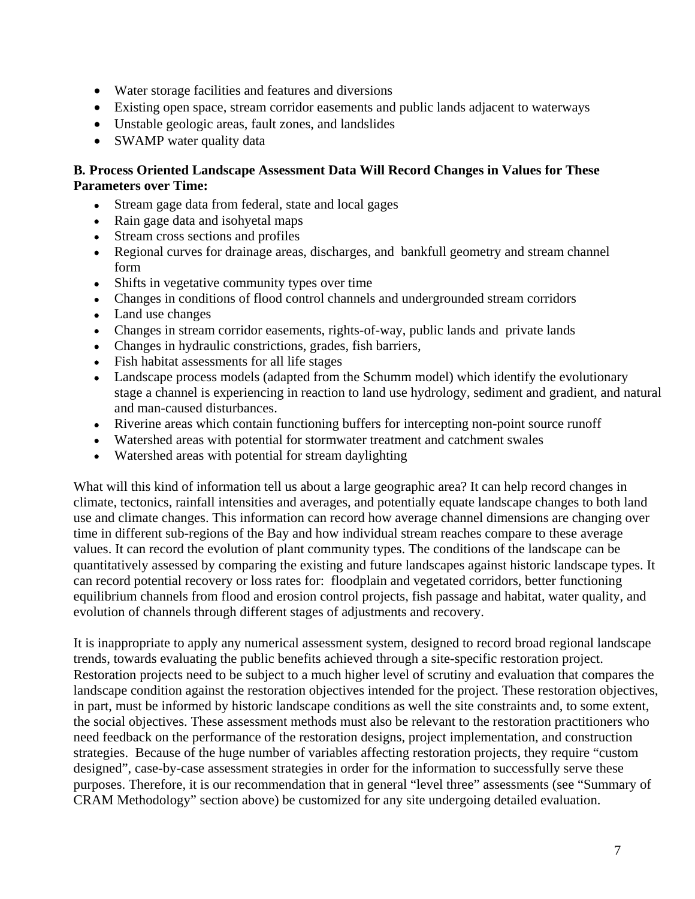- Water storage facilities and features and diversions
- Existing open space, stream corridor easements and public lands adjacent to waterways
- Unstable geologic areas, fault zones, and landslides
- SWAMP water quality data

**B. Process Oriented Landscape Assessment Data Will Record Changes in Values for These Parameters over Time:**

- Stream gage data from federal, state and local gages
- Rain gage data and isohyetal maps
- Stream cross sections and profiles
- Regional curves for drainage areas, discharges, and bankfull geometry and stream channel form
- Shifts in vegetative community types over time
- Changes in conditions of flood control channels and undergrounded stream corridors
- Land use changes
- Changes in stream corridor easements, rights-of-way, public lands and private lands
- Changes in hydraulic constrictions, grades, fish barriers,
- Fish habitat assessments for all life stages
- Landscape process models (adapted from the Schumm model) which identify the evolutionary stage a channel is experiencing in reaction to land use hydrology, sediment and gradient, and natural and man-caused disturbances.
- Riverine areas which contain functioning buffers for intercepting non-point source runoff
- Watershed areas with potential for stormwater treatment and catchment swales
- Watershed areas with potential for stream daylighting

What will this kind of information tell us about a large geographic area? It can help record changes in climate, tectonics, rainfall intensities and averages, and potentially equate landscape changes to both land use and climate changes. This information can record how average channel dimensions are changing over time in different sub-regions of the Bay and how individual stream reaches compare to these average values. It can record the evolution of plant community types. The conditions of the landscape can be quantitatively assessed by comparing the existing and future landscapes against historic landscape types. It can record potential recovery or loss rates for: floodplain and vegetated corridors, better functioning equilibrium channels from flood and erosion control projects, fish passage and habitat, water quality, and evolution of channels through different stages of adjustments and recovery.

It is inappropriate to apply any numerical assessment system, designed to record broad regional landscape trends, towards evaluating the public benefits achieved through a site-specific restoration project. Restoration projects need to be subject to a much higher level of scrutiny and evaluation that compares the landscape condition against the restoration objectives intended for the project. These restoration objectives, in part, must be informed by historic landscape conditions as well the site constraints and, to some extent, the social objectives. These assessment methods must also be relevant to the restoration practitioners who need feedback on the performance of the restoration designs, project implementation, and construction strategies. Because of the huge number of variables affecting restoration projects, they require "custom designed", case-by-case assessment strategies in order for the information to successfully serve these purposes. Therefore, it is our recommendation that in general "level three" assessments (see "Summary of CRAM Methodology" section above) be customized for any site undergoing detailed evaluation.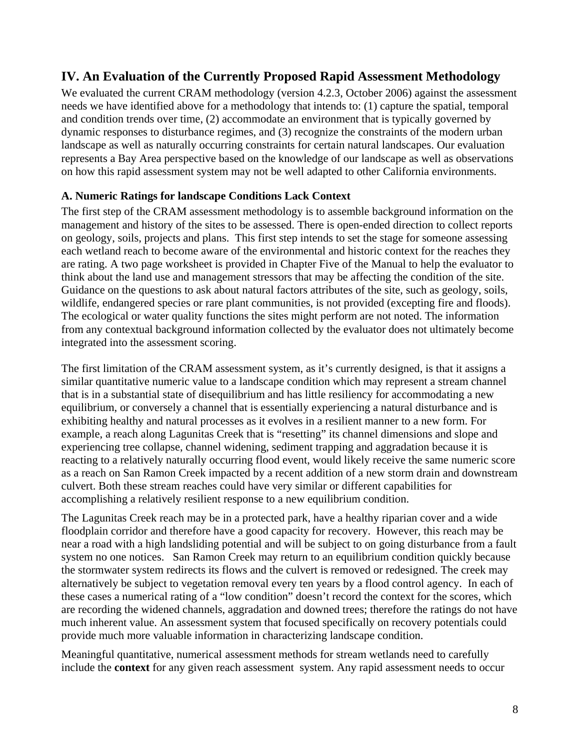## IV. An Evaluation of the Currently Proposed Rapid Assessment Methodology

We evaluated the current CRAM methodology (version 4.2.3, October 2006) against the assessment needs we have identified above for a methodology that intends to: (1) capture the spatial, temporal and condition trends over time, (2) accommodate an environment that is typically governed by dynamic responses to disturbance regimes, and (3) recognize the constraints of the modern urban landscape as well as naturally occurring constraints for certain natural landscapes. Our evaluation represents a Bay Area perspective based on the knowledge of our landscape as well as observations on how this rapid assessment system may not be well adapted to other California environments.

### A. Numeric Ratings for landscape Conditions Lack Context

The first step of the CRAM assessment methodology is to assemble background information on the management and history of the sites to be assessed. There is open-ended direction to collect reports on geology, soils, projects and plans. This first step intends to set the stage for someone assessing each wetland reach to become aware of the environmental and historic context for the reaches they are rating. A two page worksheet is provided in Chapter Five of the Manual to help the evaluator to think about the land use and management stressors that may be affecting the condition of the site. Guidance on the questions to ask about natural factors attributes of the site, such as geology, soils, wildlife, endangered species or rare plant communities, is not provided (excepting fire and floods). The ecological or water quality functions the sites might perform are not noted. The information from any contextual background information collected by the evaluator does not ultimately become integrated into the assessment scoring.

The first limitation of the CRAM assessment system, as it's currently designed, is that it assigns a similar quantitative numeric value to a landscape condition which may represent a stream channel that is in a substantial state of disequilibrium and has little resiliency for accommodating a new equilibrium, or conversely a channel that is essentially experiencing a natural disturbance and is exhibiting healthy and natural processes as it evolves in a resilient manner to a new form. For example, a reach along Lagunitas Creek that is "resetting" its channel dimensions and slope and experiencing tree collapse, channel widening, sediment trapping and aggradation because it is reacting to a relatively naturally occurring flood event, would likely receive the same numeric score as a reach on San Ramon Creek impacted by a recent addition of a new storm drain and downstream culvert. Both these stream reaches could have very similar or different capabilities for accomplishing a relatively resilient response to a new equilibrium condition.

The Lagunitas Creek reach may be in a protected park, have a healthy riparian cover and a wide floodplain corridor and therefore have a good capacity for recovery. However, this reach may be near a road with a high landsliding potential and will be subject to on going disturbance from a fault system no one notices. San Ramon Creek may return to an equilibrium condition quickly because the stormwater system redirects its flows and the culvert is removed or redesigned. The creek may alternatively be subject to vegetation removal every ten years by a flood control agency. In each of these cases a numerical rating of a "low condition" doesn't record the context for the scores, which are recording the widened channels, aggradation and downed trees; therefore the ratings do not have much inherent value. An assessment system that focused specifically on recovery potentials could provide much more valuable information in characterizing landscape condition.

Meaningful quantitative, numerical assessment methods for stream wetlands need to carefully include the **context** for any given reach assessment system. Any rapid assessment needs to occur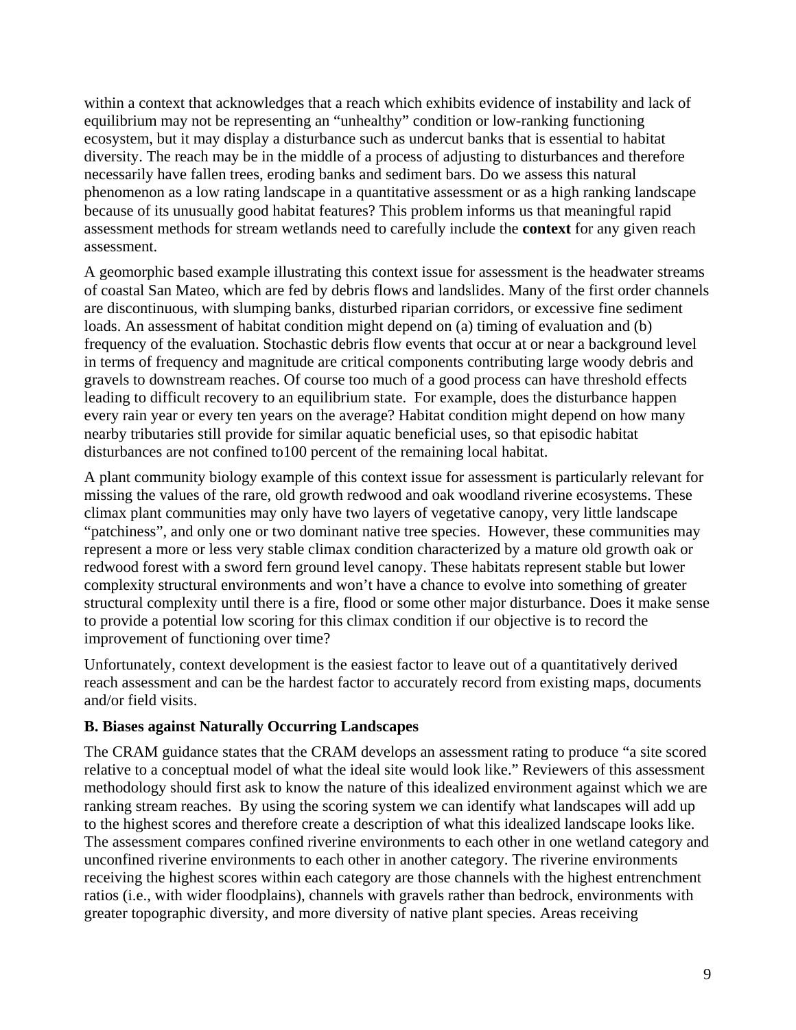within a context that acknowledges that a reach which exhibits evidence of instability and lack of equilibrium may not be representing an "unhealthy" condition or low-ranking functioning ecosystem, but it may display a disturbance such as undercut banks that is essential to habitat diversity. The reach may be in the middle of a process of adjusting to disturbances and therefore necessarily have fallen trees, eroding banks and sediment bars. Do we assess this natural phenomenon as a low rating landscape in a quantitative assessment or as a high ranking landscape because of its unusually good habitat features? This problem informs us that meaningful rapid assessment methods for stream wetlands need to carefully include the **context** for any given reach assessment.

A geomorphic based example illustrating this context issue for assessment is the headwater streams of coastal San Mateo, which are fed by debris flows and landslides. Many of the first order channels are discontinuous, with slumping banks, disturbed riparian corridors, or excessive fine sediment loads. An assessment of habitat condition might depend on (a) timing of evaluation and (b) frequency of the evaluation. Stochastic debris flow events that occur at or near a background level in terms of frequency and magnitude are critical components contributing large woody debris and gravels to downstream reaches. Of course too much of a good process can have threshold effects leading to difficult recovery to an equilibrium state. For example, does the disturbance happen every rain year or every ten years on the average? Habitat condition might depend on how many nearby tributaries still provide for similar aquatic beneficial uses, so that episodic habitat disturbances are not confined to100 percent of the remaining local habitat.

A plant community biology example of this context issue for assessment is particularly relevant for missing the values of the rare, old growth redwood and oak woodland riverine ecosystems. These climax plant communities may only have two layers of vegetative canopy, very little landscape "patchiness", and only one or two dominant native tree species. However, these communities may represent a more or less very stable climax condition characterized by a mature old growth oak or redwood forest with a sword fern ground level canopy. These habitats represent stable but lower complexity structural environments and won't have a chance to evolve into something of greater structural complexity until there is a fire, flood or some other major disturbance. Does it make sense to provide a potential low scoring for this climax condition if our objective is to record the improvement of functioning over time?

Unfortunately, context development is the easiest factor to leave out of a quantitatively derived reach assessment and can be the hardest factor to accurately record from existing maps, documents and/or field visits.

### B. Biases against Naturally Occurring Landscapes

The CRAM guidance states that the CRAM develops an assessment rating to produce "a site scored relative to a conceptual model of what the ideal site would look like." Reviewers of this assessment methodology should first ask to know the nature of this idealized environment against which we are ranking stream reaches. By using the scoring system we can identify what landscapes will add up to the highest scores and therefore create a description of what this idealized landscape looks like. The assessment compares confined riverine environments to each other in one wetland category and unconfined riverine environments to each other in another category. The riverine environments receiving the highest scores within each category are those channels with the highest entrenchment ratios (i.e., with wider floodplains), channels with gravels rather than bedrock, environments with greater topographic diversity, and more diversity of native plant species. Areas receiving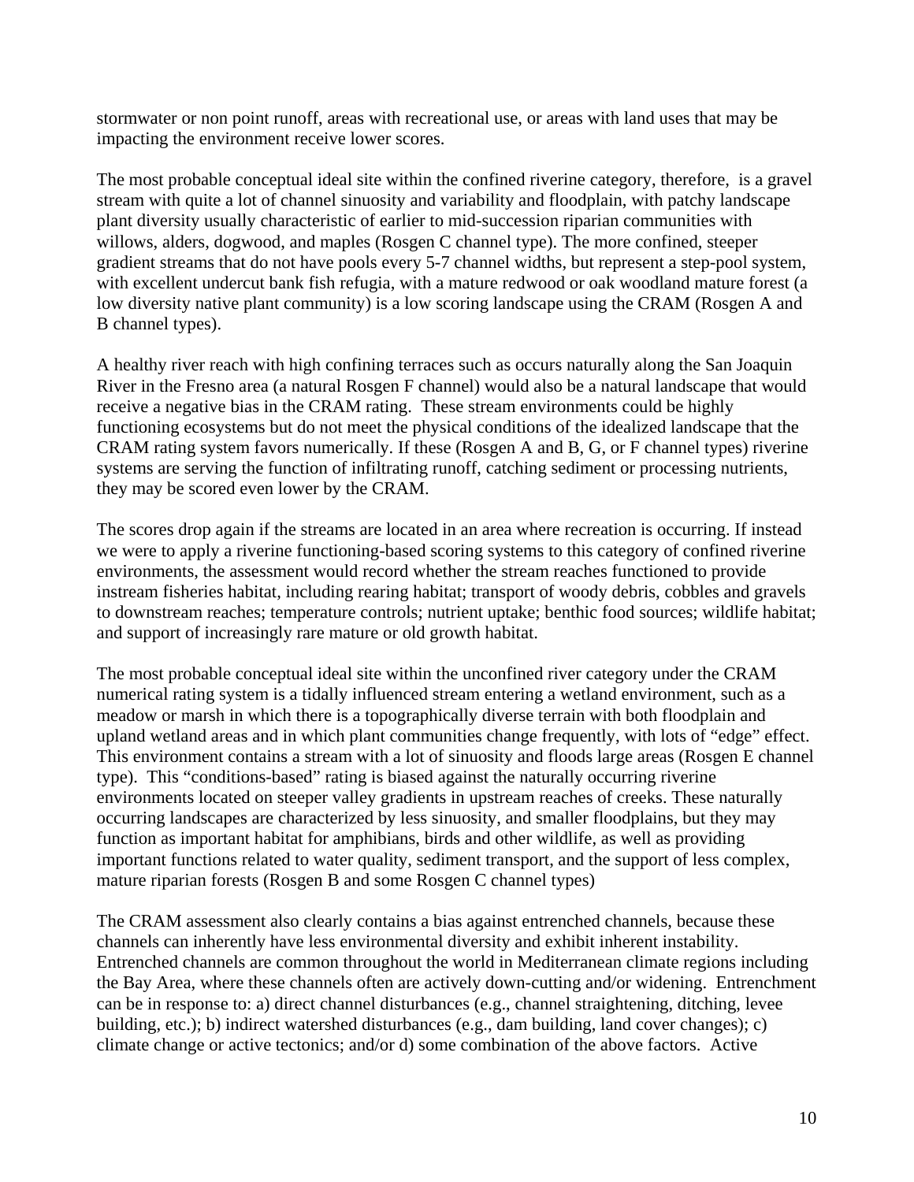stormwater or non point runoff, areas with recreational use, or areas with land uses that may be impacting the environment receive lower scores.

The most probable conceptual ideal site within the confined riverine category, therefore, is a gravel stream with quite a lot of channel sinuosity and variability and floodplain, with patchy landscape plant diversity usually characteristic of earlier to mid-succession riparian communities with willows, alders, dogwood, and maples (Rosgen C channel type). The more confined, steeper gradient streams that do not have pools every 5-7 channel widths, but represent a step-pool system, with excellent undercut bank fish refugia, with a mature redwood or oak woodland mature forest (a low diversity native plant community) is a low scoring landscape using the CRAM (Rosgen A and B channel types).

A healthy river reach with high confining terraces such as occurs naturally along the San Joaquin River in the Fresno area (a natural Rosgen F channel) would also be a natural landscape that would receive a negative bias in the CRAM rating. These stream environments could be highly functioning ecosystems but do not meet the physical conditions of the idealized landscape that the CRAM rating system favors numerically. If these (Rosgen A and B, G, or F channel types) riverine systems are serving the function of infiltrating runoff, catching sediment or processing nutrients, they may be scored even lower by the CRAM.

The scores drop again if the streams are located in an area where recreation is occurring. If instead we were to apply a riverine functioning-based scoring systems to this category of confined riverine environments, the assessment would record whether the stream reaches functioned to provide instream fisheries habitat, including rearing habitat; transport of woody debris, cobbles and gravels to downstream reaches; temperature controls; nutrient uptake; benthic food sources; wildlife habitat; and support of increasingly rare mature or old growth habitat.

The most probable conceptual ideal site within the unconfined river category under the CRAM numerical rating system is a tidally influenced stream entering a wetland environment, such as a meadow or marsh in which there is a topographically diverse terrain with both floodplain and upland wetland areas and in which plant communities change frequently, with lots of "edge" effect. This environment contains a stream with a lot of sinuosity and floods large areas (Rosgen E channel type). This "conditions-based" rating is biased against the naturally occurring riverine environments located on steeper valley gradients in upstream reaches of creeks. These naturally occurring landscapes are characterized by less sinuosity, and smaller floodplains, but they may function as important habitat for amphibians, birds and other wildlife, as well as providing important functions related to water quality, sediment transport, and the support of less complex, mature riparian forests (Rosgen B and some Rosgen C channel types)

The CRAM assessment also clearly contains a bias against entrenched channels, because these channels can inherently have less environmental diversity and exhibit inherent instability. Entrenched channels are common throughout the world in Mediterranean climate regions including the Bay Area, where these channels often are actively down-cutting and/or widening. Entrenchment can be in response to: a) direct channel disturbances (e.g., channel straightening, ditching, levee building, etc.); b) indirect watershed disturbances (e.g., dam building, land cover changes); c) climate change or active tectonics; and/or d) some combination of the above factors. Active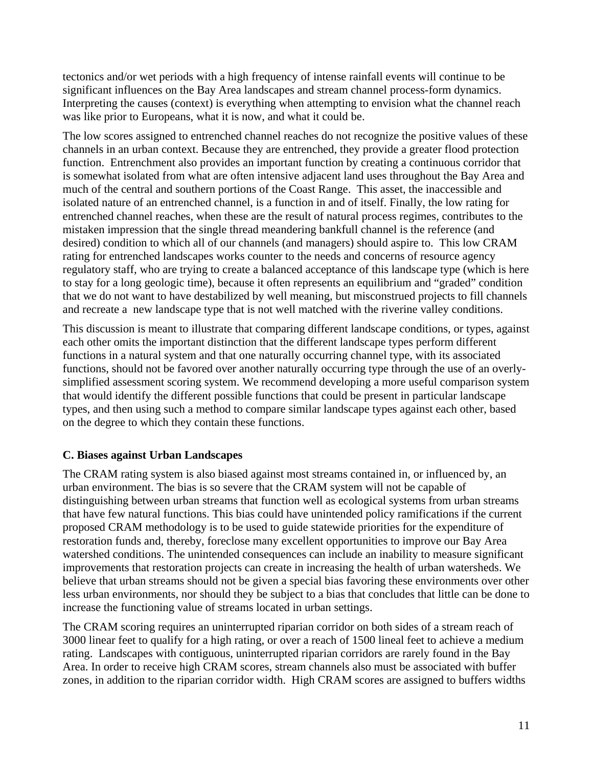tectonics and/or wet periods with a high frequency of intense rainfall events will continue to be significant influences on the Bay Area landscapes and stream channel process-form dynamics. Interpreting the causes (context) is everything when attempting to envision what the channel reach was like prior to Europeans, what it is now, and what it could be.

The low scores assigned to entrenched channel reaches do not recognize the positive values of these channels in an urban context. Because they are entrenched, they provide a greater flood protection function. Entrenchment also provides an important function by creating a continuous corridor that is somewhat isolated from what are often intensive adjacent land uses throughout the Bay Area and much of the central and southern portions of the Coast Range. This asset, the inaccessible and isolated nature of an entrenched channel, is a function in and of itself. Finally, the low rating for entrenched channel reaches, when these are the result of natural process regimes, contributes to the mistaken impression that the single thread meandering bankfull channel is the reference (and desired) condition to which all of our channels (and managers) should aspire to. This low CRAM rating for entrenched landscapes works counter to the needs and concerns of resource agency regulatory staff, who are trying to create a balanced acceptance of this landscape type (which is here to stay for a long geologic time), because it often represents an equilibrium and "graded" condition that we do not want to have destabilized by well meaning, but misconstrued projects to fill channels and recreate a new landscape type that is not well matched with the riverine valley conditions.

This discussion is meant to illustrate that comparing different landscape conditions, or types, against each other omits the important distinction that the different landscape types perform different functions in a natural system and that one naturally occurring channel type, with its associated functions, should not be favored over another naturally occurring type through the use of an overly-simplified assessment scoring system. We recommend developing a more useful comparison system that would identify the different possible functions that could be present in particular landscape types, and then using such a method to compare similar landscape types against each other, based on the degree to which they contain these functions.

### C. Biases against Urban Landscapes

The CRAM rating system is also biased against most streams contained in, or influenced by, an urban environment. The bias is so severe that the CRAM system will not be capable of distinguishing between urban streams that function well as ecological systems from urban streams that have few natural functions. This bias could have unintended policy ramifications if the current proposed CRAM methodology is to be used to guide statewide priorities for the expenditure of restoration funds and, thereby, foreclose many excellent opportunities to improve our Bay Area watershed conditions. The unintended consequences can include an inability to measure significant improvements that restoration projects can create in increasing the health of urban watersheds. We believe that urban streams should not be given a special bias favoring these environments over other less urban environments, nor should they be subject to a bias that concludes that little can be done to increase the functioning value of streams located in urban settings.

The CRAM scoring requires an uninterrupted riparian corridor on both sides of a stream reach of 3000 linear feet to qualify for a high rating, or over a reach of 1500 lineal feet to achieve a medium rating. Landscapes with contiguous, uninterrupted riparian corridors are rarely found in the Bay Area. In order to receive high CRAM scores, stream channels also must be associated with buffer zones, in addition to the riparian corridor width. High CRAM scores are assigned to buffers widths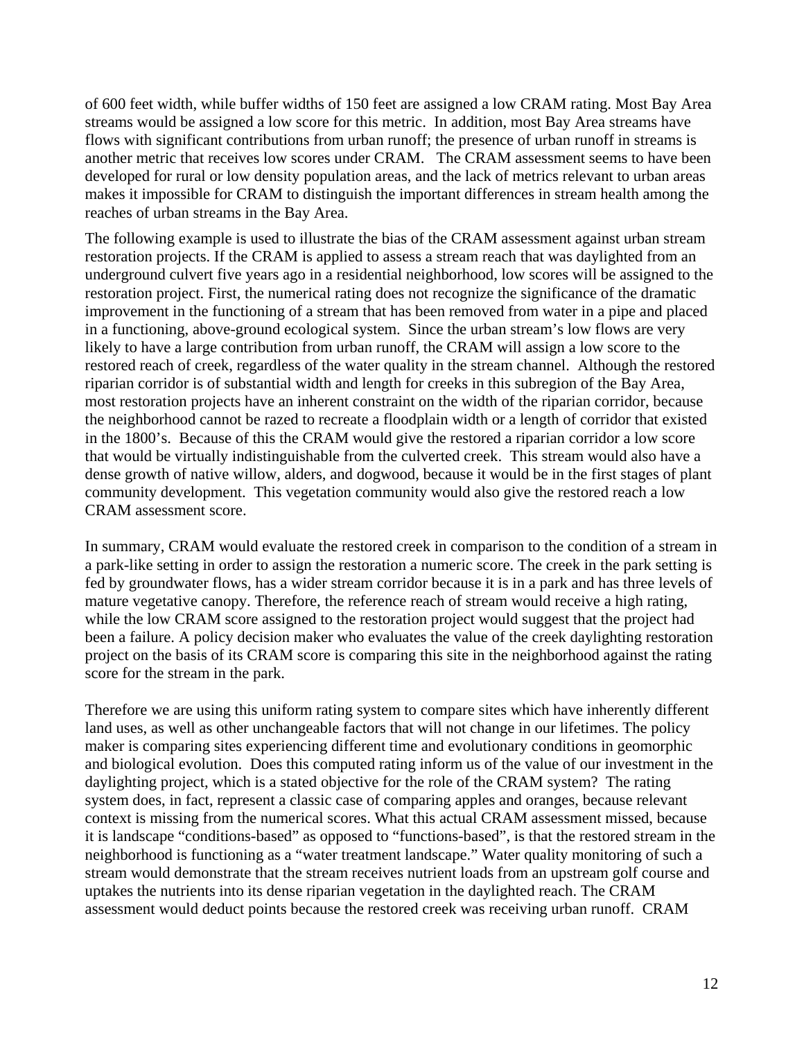of 600 feet width, while buffer widths of 150 feet are assigned a low CRAM rating. Most Bay Area streams would be assigned a low score for this metric. In addition, most Bay Area streams have flows with significant contributions from urban runoff; the presence of urban runoff in streams is another metric that receives low scores under CRAM. The CRAM assessment seems to have been developed for rural or low density population areas, and the lack of metrics relevant to urban areas makes it impossible for CRAM to distinguish the important differences in stream health among the reaches of urban streams in the Bay Area.

The following example is used to illustrate the bias of the CRAM assessment against urban stream restoration projects. If the CRAM is applied to assess a stream reach that was daylighted from an underground culvert five years ago in a residential neighborhood, low scores will be assigned to the restoration project. First, the numerical rating does not recognize the significance of the dramatic improvement in the functioning of a stream that has been removed from water in a pipe and placed in a functioning, above-ground ecological system. Since the urban stream's low flows are very likely to have a large contribution from urban runoff, the CRAM will assign a low score to the restored reach of creek, regardless of the water quality in the stream channel. Although the restored riparian corridor is of substantial width and length for creeks in this subregion of the Bay Area, most restoration projects have an inherent constraint on the width of the riparian corridor, because the neighborhood cannot be razed to recreate a floodplain width or a length of corridor that existed in the 1800's. Because of this the CRAM would give the restored a riparian corridor a low score that would be virtually indistinguishable from the culverted creek. This stream would also have a dense growth of native willow, alders, and dogwood, because it would be in the first stages of plant community development. This vegetation community would also give the restored reach a low CRAM assessment score.

In summary, CRAM would evaluate the restored creek in comparison to the condition of a stream in a park-like setting in order to assign the restoration a numeric score. The creek in the park setting is fed by groundwater flows, has a wider stream corridor because it is in a park and has three levels of mature vegetative canopy. Therefore, the reference reach of stream would receive a high rating, while the low CRAM score assigned to the restoration project would suggest that the project had been a failure. A policy decision maker who evaluates the value of the creek daylighting restoration project on the basis of its CRAM score is comparing this site in the neighborhood against the rating score for the stream in the park.

Therefore we are using this uniform rating system to compare sites which have inherently different land uses, as well as other unchangeable factors that will not change in our lifetimes. The policy maker is comparing sites experiencing different time and evolutionary conditions in geomorphic and biological evolution. Does this computed rating inform us of the value of our investment in the daylighting project, which is a stated objective for the role of the CRAM system? The rating system does, in fact, represent a classic case of comparing apples and oranges, because relevant context is missing from the numerical scores. What this actual CRAM assessment missed, because it is landscape "conditions-based" as opposed to "functions-based", is that the restored stream in the neighborhood is functioning as a "water treatment landscape." Water quality monitoring of such a stream would demonstrate that the stream receives nutrient loads from an upstream golf course and uptakes the nutrients into its dense riparian vegetation in the daylighted reach. The CRAM assessment would deduct points because the restored creek was receiving urban runoff. CRAM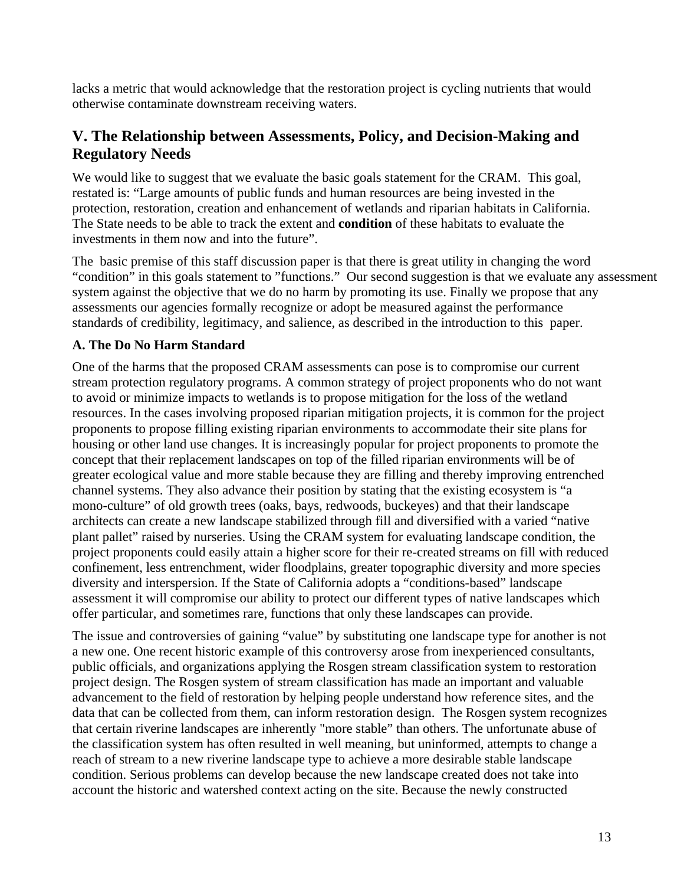lacks a metric that would acknowledge that the restoration project is cycling nutrients that would otherwise contaminate downstream receiving waters.

## V. The Relationship between Assessments, Policy, and Decision-Making and Regulatory Needs

We would like to suggest that we evaluate the basic goals statement for the CRAM. This goal, restated is: "Large amounts of public funds and human resources are being invested in the protection, restoration, creation and enhancement of wetlands and riparian habitats in California. The State needs to be able to track the extent and **condition** of these habitats to evaluate the investments in them now and into the future".

The basic premise of this staff discussion paper is that there is great utility in changing the word "condition" in this goals statement to "functions." Our second suggestion is that we evaluate any assessment system against the objective that we do no harm by promoting its use. Finally we propose that any assessments our agencies formally recognize or adopt be measured against the performance standards of credibility, legitimacy, and salience, as described in the introduction to this paper.

### A. The Do No Harm Standard

One of the harms that the proposed CRAM assessments can pose is to compromise our current stream protection regulatory programs. A common strategy of project proponents who do not want to avoid or minimize impacts to wetlands is to propose mitigation for the loss of the wetland resources. In the cases involving proposed riparian mitigation projects, it is common for the project proponents to propose filling existing riparian environments to accommodate their site plans for housing or other land use changes. It is increasingly popular for project proponents to promote the concept that their replacement landscapes on top of the filled riparian environments will be of greater ecological value and more stable because they are filling and thereby improving entrenched channel systems. They also advance their position by stating that the existing ecosystem is "a mono-culture" of old growth trees (oaks, bays, redwoods, buckeyes) and that their landscape architects can create a new landscape stabilized through fill and diversified with a varied "native plant pallet" raised by nurseries. Using the CRAM system for evaluating landscape condition, the project proponents could easily attain a higher score for their re-created streams on fill with reduced confinement, less entrenchment, wider floodplains, greater topographic diversity and more species diversity and interspersion. If the State of California adopts a "conditions-based" landscape assessment it will compromise our ability to protect our different types of native landscapes which offer particular, and sometimes rare, functions that only these landscapes can provide.

The issue and controversies of gaining "value" by substituting one landscape type for another is not a new one. One recent historic example of this controversy arose from inexperienced consultants, public officials, and organizations applying the Rosgen stream classification system to restoration project design. The Rosgen system of stream classification has made an important and valuable advancement to the field of restoration by helping people understand how reference sites, and the data that can be collected from them, can inform restoration design. The Rosgen system recognizes that certain riverine landscapes are inherently "more stable" than others. The unfortunate abuse of the classification system has often resulted in well meaning, but uninformed, attempts to change a reach of stream to a new riverine landscape type to achieve a more desirable stable landscape condition. Serious problems can develop because the new landscape created does not take into account the historic and watershed context acting on the site. Because the newly constructed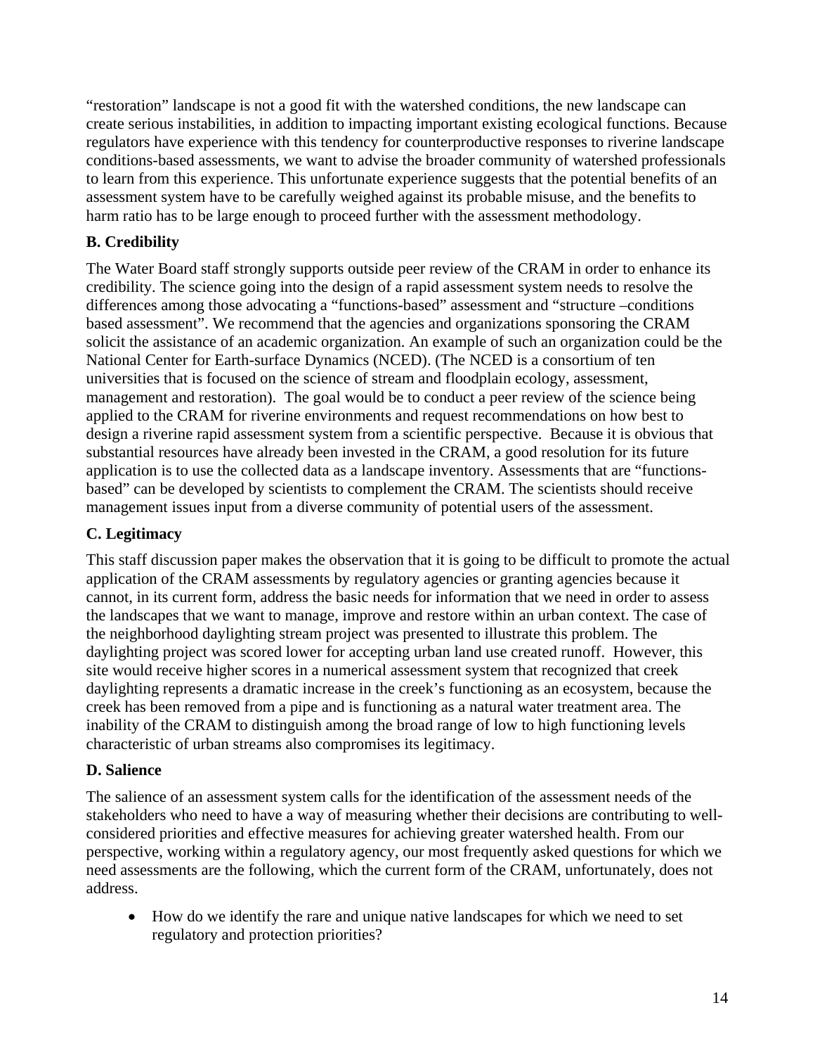"restoration" landscape is not a good fit with the watershed conditions, the new landscape can create serious instabilities, in addition to impacting important existing ecological functions. Because regulators have experience with this tendency for counterproductive responses to riverine landscape conditions-based assessments, we want to advise the broader community of watershed professionals to learn from this experience. This unfortunate experience suggests that the potential benefits of an assessment system have to be carefully weighed against its probable misuse, and the benefits to harm ratio has to be large enough to proceed further with the assessment methodology.

### B. Credibility

The Water Board staff strongly supports outside peer review of the CRAM in order to enhance its credibility. The science going into the design of a rapid assessment system needs to resolve the differences among those advocating a "functions-based" assessment and "structure –conditions based assessment". We recommend that the agencies and organizations sponsoring the CRAM solicit the assistance of an academic organization. An example of such an organization could be the National Center for Earth-surface Dynamics (NCED). (The NCED is a consortium of ten universities that is focused on the science of stream and floodplain ecology, assessment, management and restoration). The goal would be to conduct a peer review of the science being applied to the CRAM for riverine environments and request recommendations on how best to design a riverine rapid assessment system from a scientific perspective. Because it is obvious that substantial resources have already been invested in the CRAM, a good resolution for its future application is to use the collected data as a landscape inventory. Assessments that are "functions-based" can be developed by scientists to complement the CRAM. The scientists should receive management issues input from a diverse community of potential users of the assessment.

### C. Legitimacy

This staff discussion paper makes the observation that it is going to be difficult to promote the actual application of the CRAM assessments by regulatory agencies or granting agencies because it cannot, in its current form, address the basic needs for information within that we need in order to assess the landscapes that we want to manage, improve and restore within an urban context. The case of the neighborhood daylighting stream project was presented to illustrate this problem. The daylighting project was scored lower for accepting urban land use created runoff. However, this site would receive higher scores in a numerical assessment system that recognized that creek daylighting represents a dramatic increase in the creek's functioning as an ecosystem, because the creek has been removed from a pipe and is functioning as a natural water treatment area. The inability of the CRAM to distinguish among the broad range of low to high functioning levels characteristic of urban streams also compromises its legitimacy.

### D. Salience

The salience of an assessment system calls for the identification of the assessment needs of the stakeholders who need to have a way of measuring whether their decisions are contributing to well-considered priorities and effective measures for achieving greater watershed health. From our perspective, working within a regulatory agency, our most frequently asked questions for which we need assessments are the following, which the current form of the CRAM, unfortunately, does not address.

- How do we identify the rare and unique native landscapes for which we need to set regulatory and protection priorities?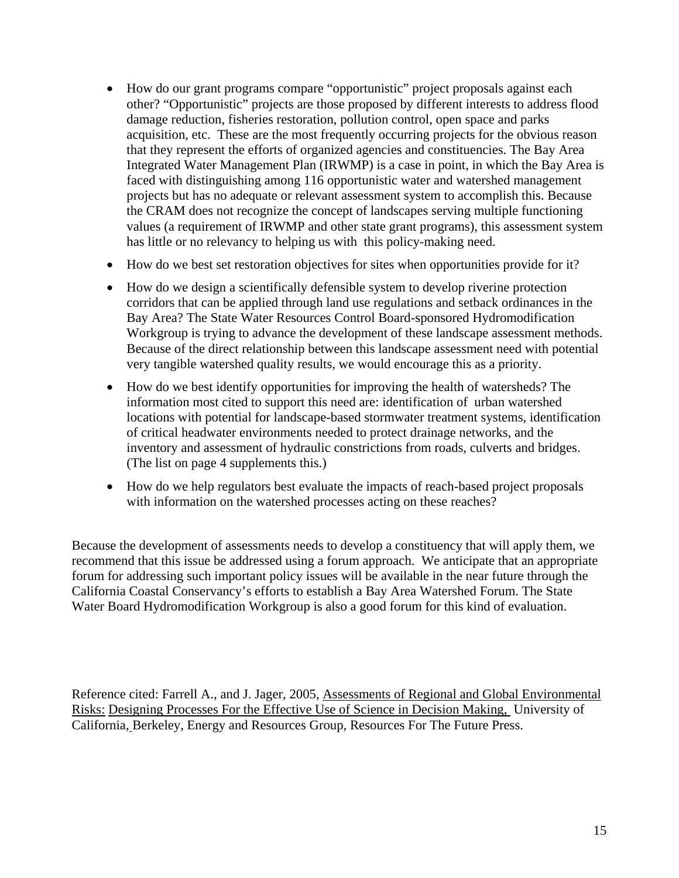- How do our grant programs compare "opportunistic" project proposals against each other? "Opportunistic" projects are those proposed by different interests to address flood damage reduction, fisheries restoration, pollution control, open space and parks acquisition, etc. These are the most frequently occurring projects for the obvious reason that they represent the efforts of organized agencies and constituencies. The Bay Area Integrated Water Management Plan (IRWMP) is a case in point, in which the Bay Area is faced with distinguishing among 116 opportunistic water and watershed management projects but has no adequate or relevant assessment system to accomplish this. Because the CRAM does not recognize the concept of landscapes serving multiple functioning values (a requirement of IRWMP and other state grant programs), this assessment system has little or no relevancy to helping us with this policy-making need.
- How do we best set restoration objectives for sites when opportunities provide for it?
- How do we design a scientifically defensible system to develop riverine protection corridors that can be applied through land use regulations and setback ordinances in the Bay Area? The State Water Resources Control Board-sponsored Hydromodification Workgroup is trying to advance the development of these landscape assessment methods. Because of the direct relationship between this landscape assessment need with potential very tangible watershed quality results, we would encourage this as a priority.
- How do we best identify opportunities for improving the health of watersheds? The information most cited to support this need are: identification of urban watershed locations with potential for landscape-based stormwater treatment systems, identification of critical headwater environments needed to protect drainage networks, and the inventory and assessment of hydraulic constrictions from roads, culverts and bridges. (The list on page 4 supplements this.)
- How do we help regulators best evaluate the impacts of reach-based project proposals with information on the watershed processes acting on these reaches?

Because the development of assessments needs to develop a constituency that will apply them, we recommend that this issue be addressed using a forum approach. We anticipate that an appropriate forum for addressing such important policy issues will be available in the near future through the California Coastal Conservancy's efforts to establish a Bay Area Watershed Forum. The State Water Board Hydromodification Workgroup is also a good forum for this kind of evaluation.

Reference cited: Farrell A., and J. Jager, 2005, Assessments of Regional and Global Environmental Risks: Designing Processes For the Effective Use of Science in Decision Making, University of California, Berkeley, Energy and Resources Group, Resources For The Future Press.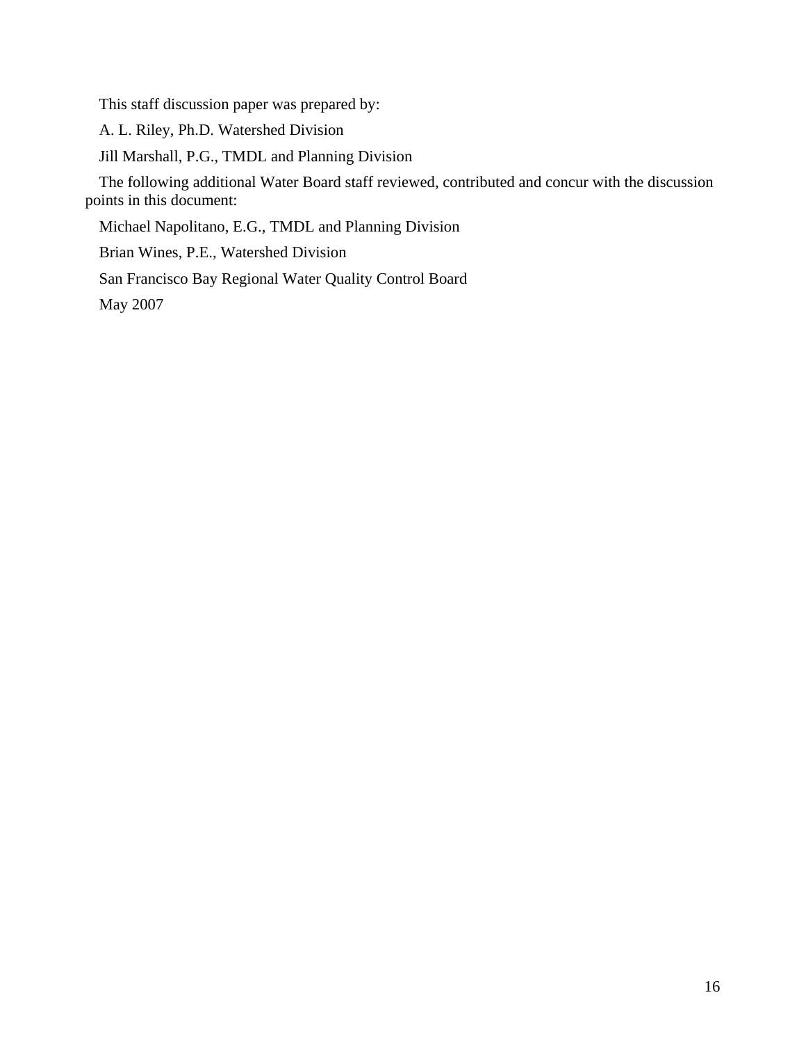This staff discussion paper was prepared by:

A. L. Riley, Ph.D. Watershed Division

Jill Marshall, P.G., TMDL and Planning Division

The following additional Water Board staff reviewed, contributed and concur with the discussion points in this document:

Michael Napolitano, E.G., TMDL and Planning Division

Brian Wines, P.E., Watershed Division

San Francisco Bay Regional Water Quality Control Board

May 2007